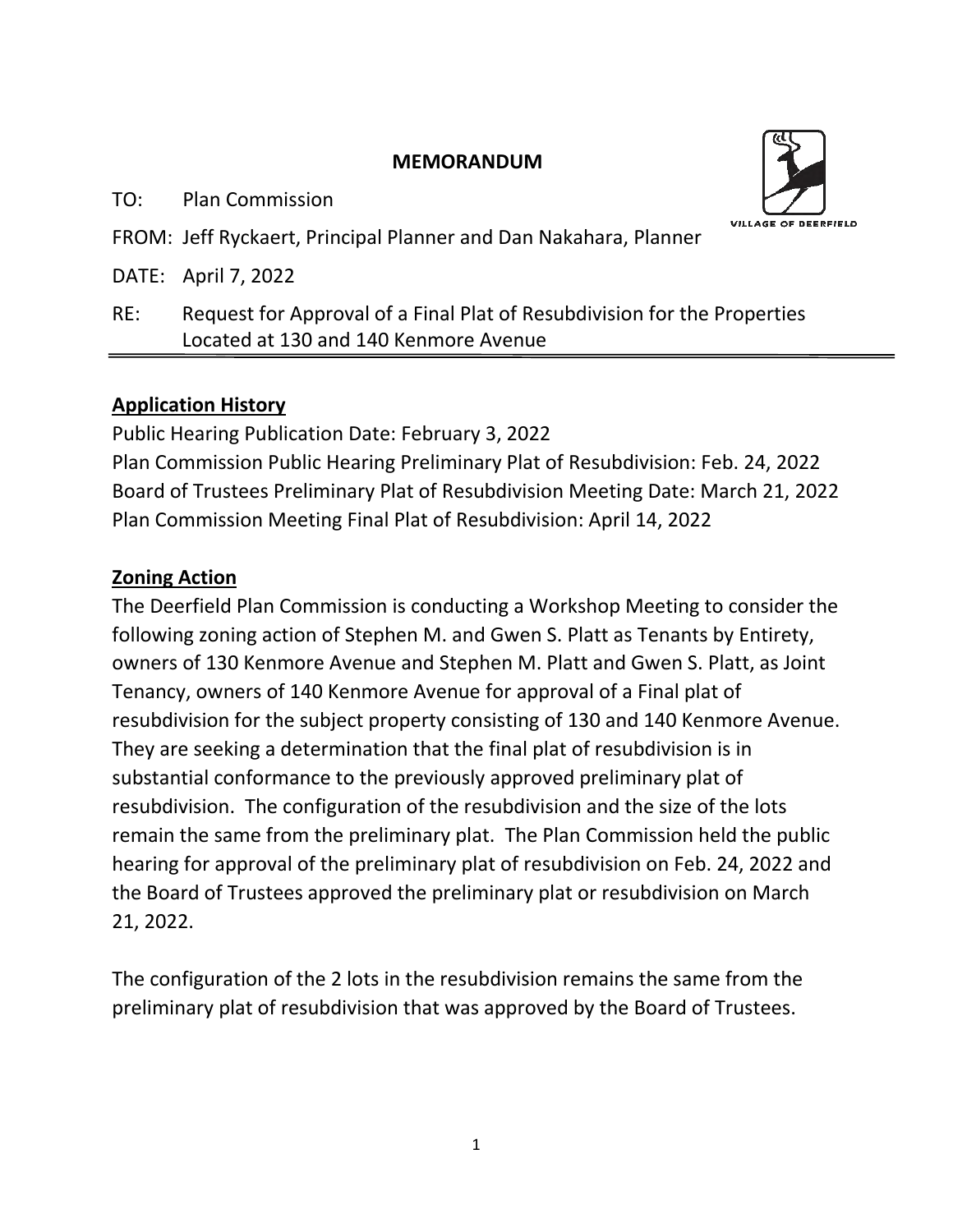# MEMORANDUM

TO: Plan Commission

FROM: Jeff Ryckaert, Principal Planner and Dan Nakahara, Planner

DATE: April 7, 2022

RE: Request for Approval of a Final Plat of Resubdivision for the Properties Located at 130 and 140 Kenmore Avenue

---

## Application History

Public Hearing Publication Date: February 3, 2022
Plan Commission Public Hearing Preliminary Plat of Resubdivision: Feb. 24, 2022
Board of Trustees Preliminary Plat of Resubdivision Meeting Date: March 21, 2022
Plan Commission Meeting Final Plat of Resubdivision: April 14, 2022

## Zoning Action

The Deerfield Plan Commission is conducting a Workshop Meeting to consider the following zoning action of Stephen M. and Gwen S. Platt as Tenants by Entirety, owners of 130 Kenmore Avenue and Stephen M. Platt and Gwen S. Platt, as Joint Tenancy, owners of 140 Kenmore Avenue for approval of a Final plat of resubdivision for the subject property consisting of 130 and 140 Kenmore Avenue. They are seeking a determination that the final plat of resubdivision is in substantial conformance to the previously approved preliminary plat of resubdivision. The configuration of the resubdivision and the size of the lots remain the same from the preliminary plat. The Plan Commission held the public hearing for approval of the preliminary plat of resubdivision on Feb. 24, 2022 and the Board of Trustees approved the preliminary plat or resubdivision on March 21, 2022.

The configuration of the 2 lots in the resubdivision remains the same from the preliminary plat of resubdivision that was approved by the Board of Trustees.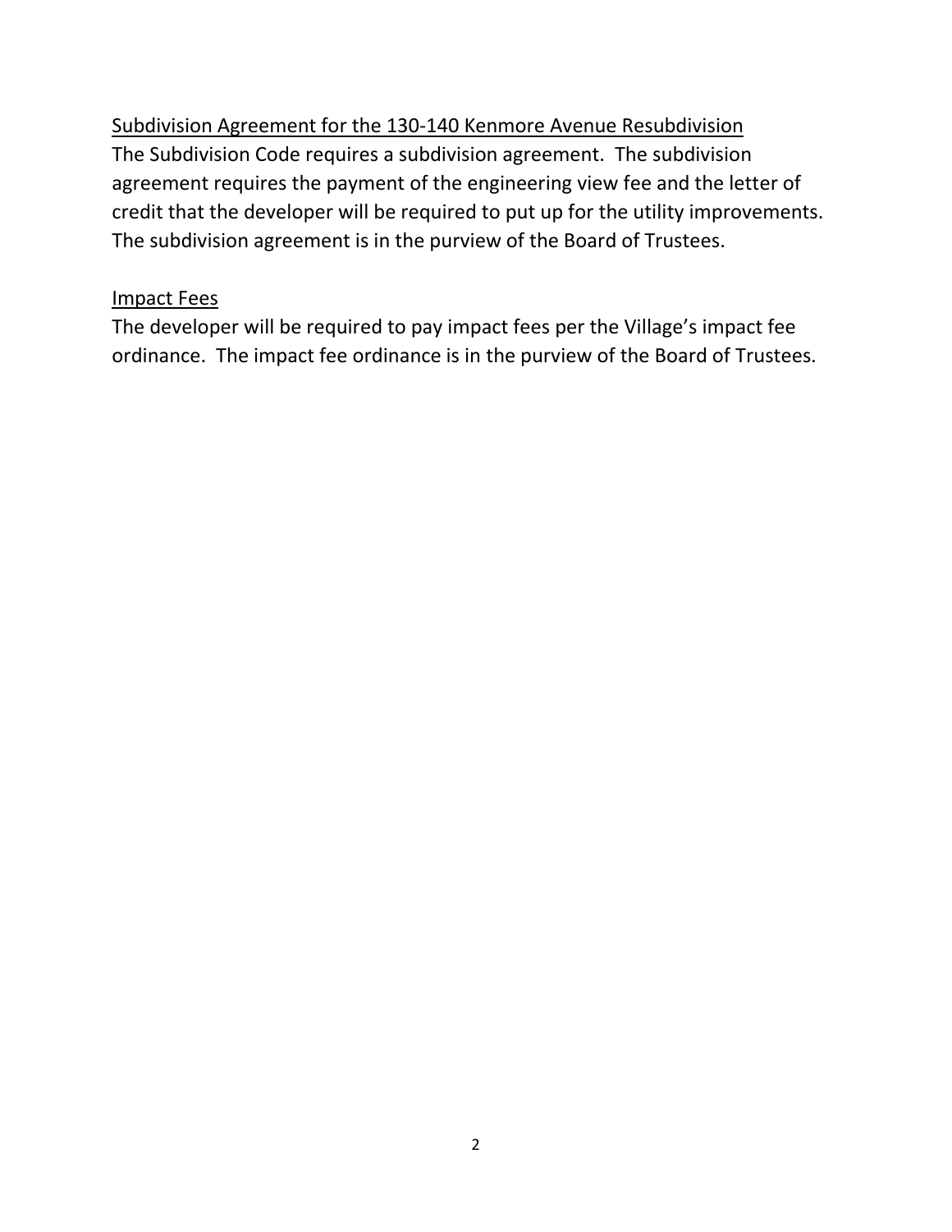## Subdivision Agreement for the 130-140 Kenmore Avenue Resubdivision

The Subdivision Code requires a subdivision agreement. The subdivision agreement requires the payment of the engineering view fee and the letter of credit that the developer will be required to put up for the utility improvements. The subdivision agreement is in the purview of the Board of Trustees.

## Impact Fees

The developer will be required to pay impact fees per the Village's impact fee ordinance. The impact fee ordinance is in the purview of the Board of Trustees.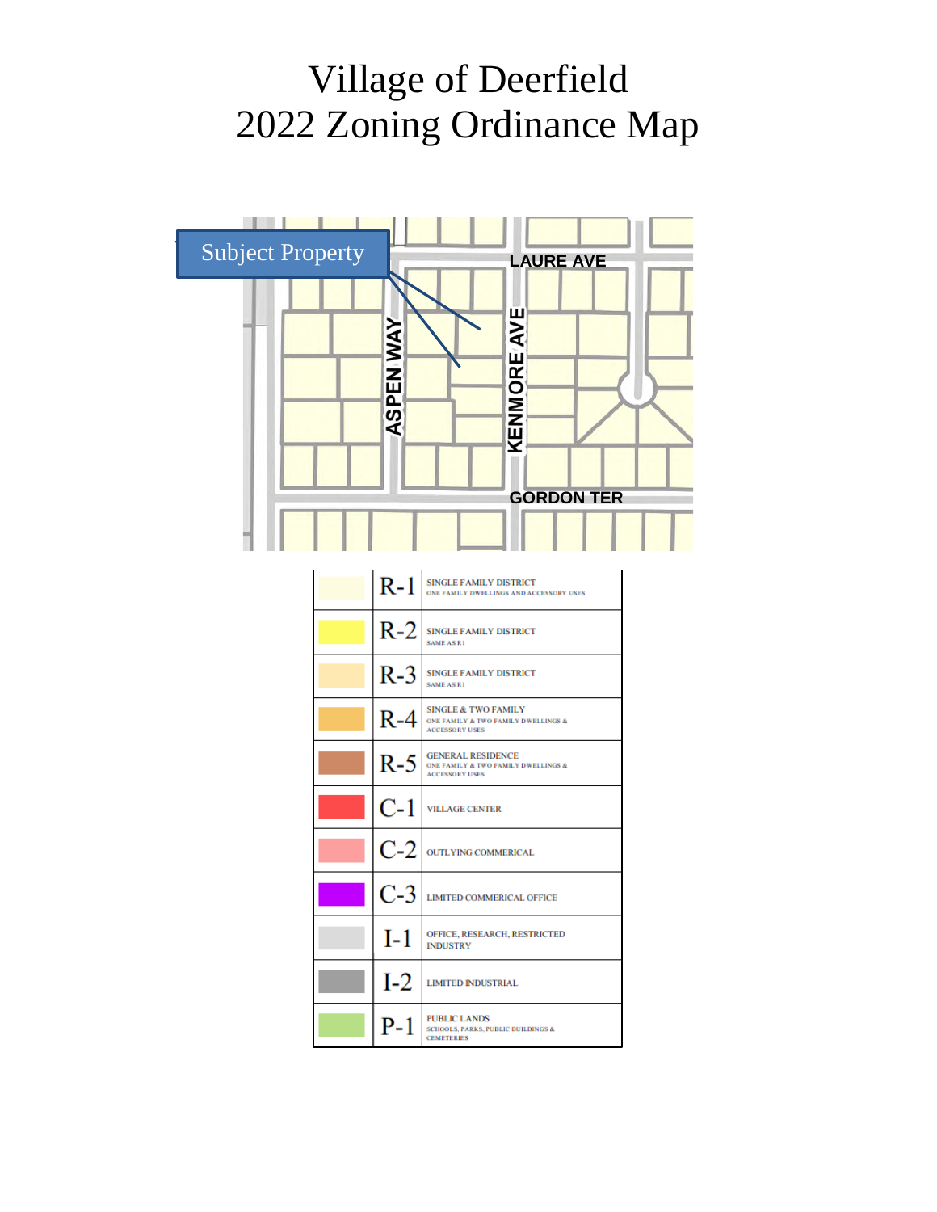# Village of Deerfield
# 2022 Zoning Ordinance Map

Subject Property

LAURE AVE

ASPEN WAY

KENMORE AVE

GORDON TER

| | | |
|---|---|---|
| | R-1 | SINGLE FAMILY DISTRICT<br>ONE FAMILY DWELLINGS AND ACCESSORY USES |
| | R-2 | SINGLE FAMILY DISTRICT<br>SAME AS R1 |
| | R-3 | SINGLE FAMILY DISTRICT<br>SAME AS R1 |
| | R-4 | SINGLE & TWO FAMILY<br>ONE FAMILY & TWO FAMILY DWELLINGS & ACCESSORY USES |
| | R-5 | GENERAL RESIDENCE<br>ONE FAMILY & TWO FAMILY DWELLINGS & ACCESSORY USES |
| | C-1 | VILLAGE CENTER |
| | C-2 | OUTLYING COMMERICAL |
| | C-3 | LIMITED COMMERICAL OFFICE |
| | I-1 | OFFICE, RESEARCH, RESTRICTED INDUSTRY |
| | I-2 | LIMITED INDUSTRIAL |
| | P-1 | PUBLIC LANDS<br>SCHOOLS, PARKS, PUBLIC BUILDINGS & CEMETERIES |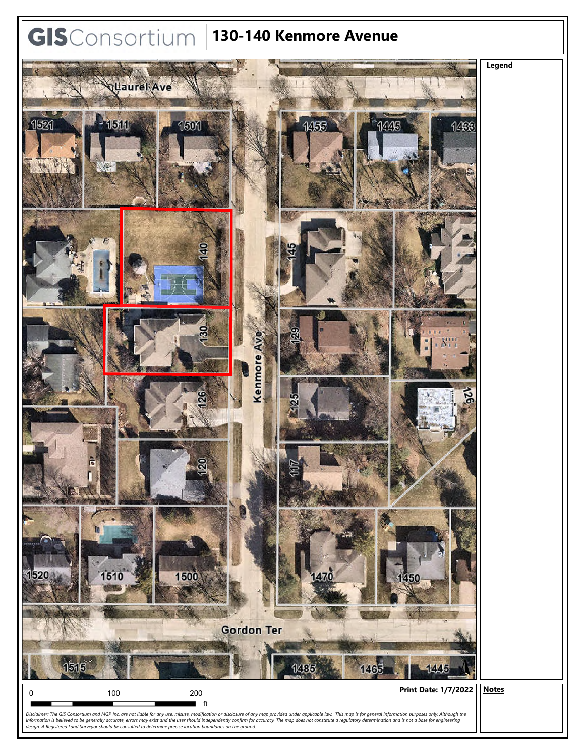# GISConsortium

## 130-140 Kenmore Avenue

Laurel Ave

1521
1511
1501
1455
1445
1433
140
145
130
129
126
125
126
120
117
1520
1510
1500
1470
1450
Kenmore Ave
Gordon Ter
1515
1485
1465
1445

**Legend**

0
100
200
ft

**Print Date: 1/7/2022**

**Notes**

*Disclaimer: The GIS Consortium and MGP Inc. are not liable for any use, misuse, modification or disclosure of any map provided under applicable law. This map is for general information purposes only. Although the information is believed to be generally accurate, errors may exist and the user should independently confirm for accuracy. The map does not constitute a regulatory determination and is not a base for engineering design. A Registered Land Surveyor should be consulted to determine precise location boundaries on the ground.*